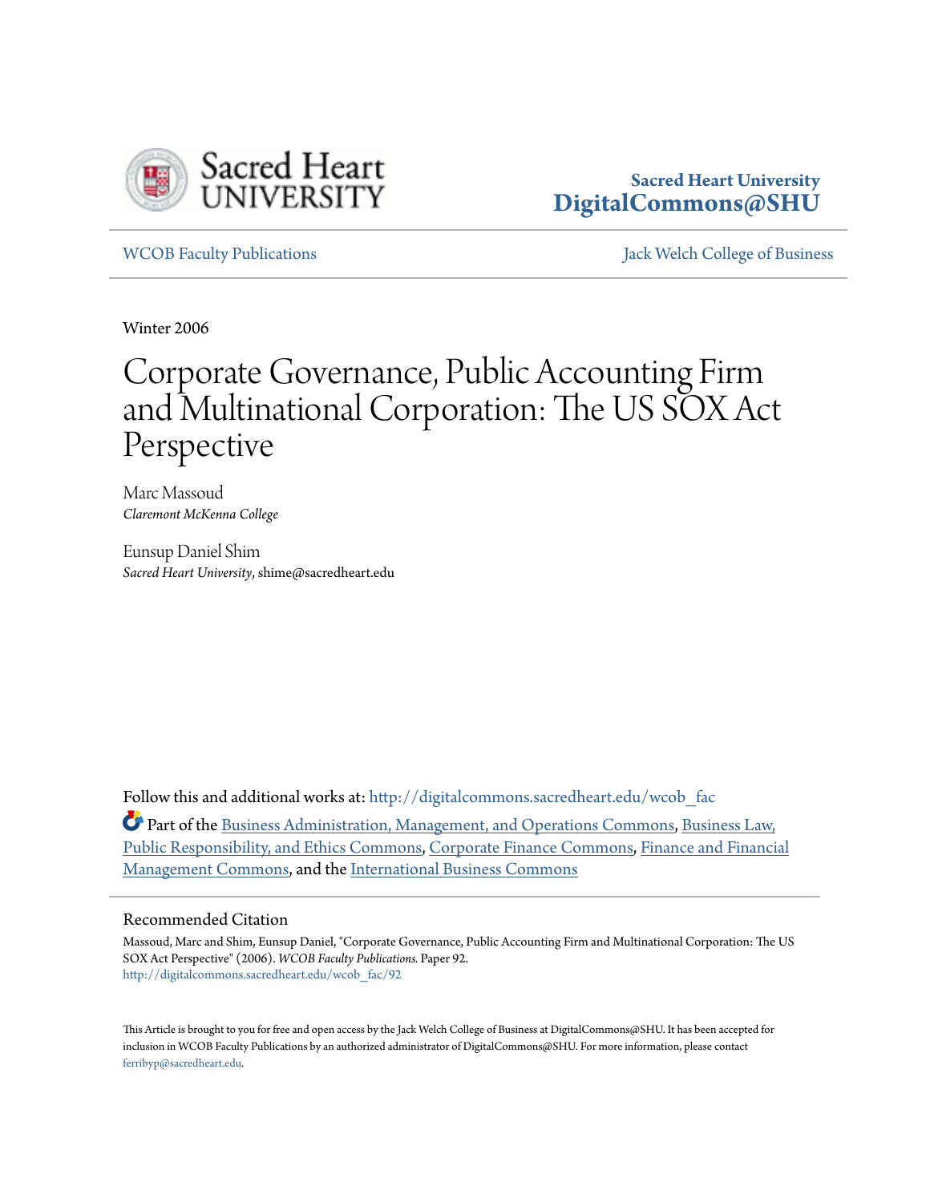Sacred Heart University
UNIVERSITY

**Sacred Heart University**
**DigitalCommons@SHU**

WCOB Faculty Publications | Jack Welch College of Business

Winter 2006

# Corporate Governance, Public Accounting Firm and Multinational Corporation: The US SOX Act Perspective

Marc Massoud
*Claremont McKenna College*

Eunsup Daniel Shim
*Sacred Heart University*, shime@sacredheart.edu

Follow this and additional works at: http://digitalcommons.sacredheart.edu/wcob_fac

Part of the Business Administration, Management, and Operations Commons, Business Law, Public Responsibility, and Ethics Commons, Corporate Finance Commons, Finance and Financial Management Commons, and the International Business Commons

## Recommended Citation

Massoud, Marc and Shim, Eunsup Daniel, "Corporate Governance, Public Accounting Firm and Multinational Corporation: The US SOX Act Perspective" (2006). *WCOB Faculty Publications.* Paper 92.
http://digitalcommons.sacredheart.edu/wcob_fac/92

This Article is brought to you for free and open access by the Jack Welch College of Business at DigitalCommons@SHU. It has been accepted for inclusion in WCOB Faculty Publications by an authorized administrator of DigitalCommons@SHU. For more information, please contact ferribyp@sacredheart.edu.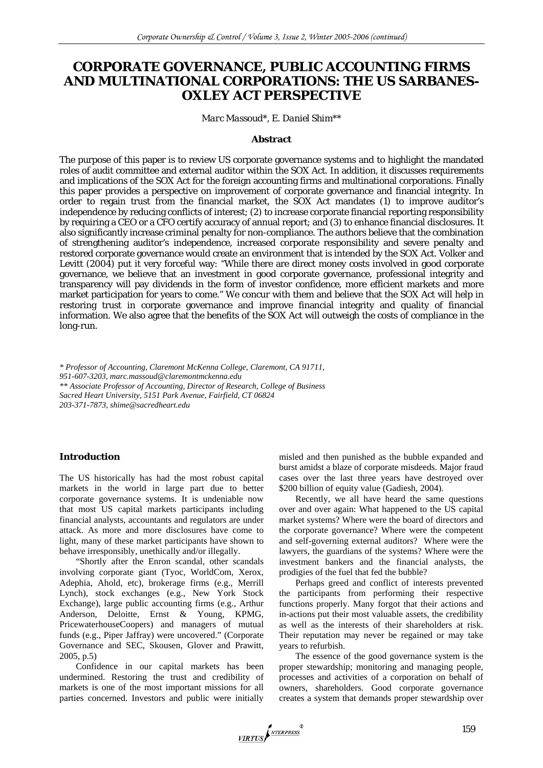# CORPORATE GOVERNANCE, PUBLIC ACCOUNTING FIRMS AND MULTINATIONAL CORPORATIONS: THE US SARBANES-OXLEY ACT PERSPECTIVE

*Marc Massoud\*, E. Daniel Shim\*\**

### Abstract

The purpose of this paper is to review US corporate governance systems and to highlight the mandated roles of audit committee and external auditor within the SOX Act. In addition, it discusses requirements and implications of the SOX Act for the foreign accounting firms and multinational corporations. Finally this paper provides a perspective on improvement of corporate governance and financial integrity. In order to regain trust from the financial market, the SOX Act mandates (1) to improve auditor's independence by reducing conflicts of interest; (2) to increase corporate financial reporting responsibility by requiring a CEO or a CFO certify accuracy of annual report; and (3) to enhance financial disclosures. It also significantly increase criminal penalty for non-compliance. The authors believe that the combination of strengthening auditor's independence, increased corporate responsibility and severe penalty and restored corporate governance would create an environment that is intended by the SOX Act. Volker and Levitt (2004) put it very forceful way: "While there are direct money costs involved in good corporate governance, we believe that an investment in good corporate governance, professional integrity and transparency will pay dividends in the form of investor confidence, more efficient markets and more market participation for years to come." We concur with them and believe that the SOX Act will help in restoring trust in corporate governance and improve financial integrity and quality of financial information. We also agree that the benefits of the SOX Act will outweigh the costs of compliance in the long-run.

*\* Professor of Accounting, Claremont McKenna College, Claremont, CA 91711,*
*951-607-3203, marc.massoud@claremontmckenna.edu*
*\*\* Associate Professor of Accounting, Director of Research, College of Business*
*Sacred Heart University, 5151 Park Avenue, Fairfield, CT 06824*
*203-371-7873, shime@sacredheart.edu*

### Introduction

The US historically has had the most robust capital markets in the world in large part due to better corporate governance systems. It is undeniable now that most US capital markets participants including financial analysts, accountants and regulators are under attack. As more and more disclosures have come to light, many of these market participants have shown to behave irresponsibly, unethically and/or illegally.

"Shortly after the Enron scandal, other scandals involving corporate giant (Tyoc, WorldCom, Xerox, Adephia, Ahold, etc), brokerage firms (e.g., Merrill Lynch), stock exchanges (e.g., New York Stock Exchange), large public accounting firms (e.g., Arthur Anderson, Deloitte, Ernst & Young, KPMG, PricewaterhouseCoopers) and managers of mutual funds (e.g., Piper Jaffray) were uncovered." (Corporate Governance and SEC, Skousen, Glover and Prawitt, 2005, p.5)

Confidence in our capital markets has been undermined. Restoring the trust and credibility of markets is one of the most important missions for all parties concerned. Investors and public were initially misled and then punished as the bubble expanded and burst amidst a blaze of corporate misdeeds. Major fraud cases over the last three years have destroyed over $200 billion of equity value (Gadiesh, 2004).

Recently, we all have heard the same questions over and over again: What happened to the US capital market systems? Where were the board of directors and the corporate governance? Where were the competent and self-governing external auditors? Where were the lawyers, the guardians of the systems? Where were the investment bankers and the financial analysts, the prodigies of the fuel that fed the bubble?

Perhaps greed and conflict of interests prevented the participants from performing their respective functions properly. Many forgot that their actions and in-actions put their most valuable assets, the credibility as well as the interests of their shareholders at risk. Their reputation may never be regained or may take years to refurbish.

The essence of the good governance system is the proper stewardship; monitoring and managing people, processes and activities of a corporation on behalf of owners, shareholders. Good corporate governance creates a system that demands proper stewardship over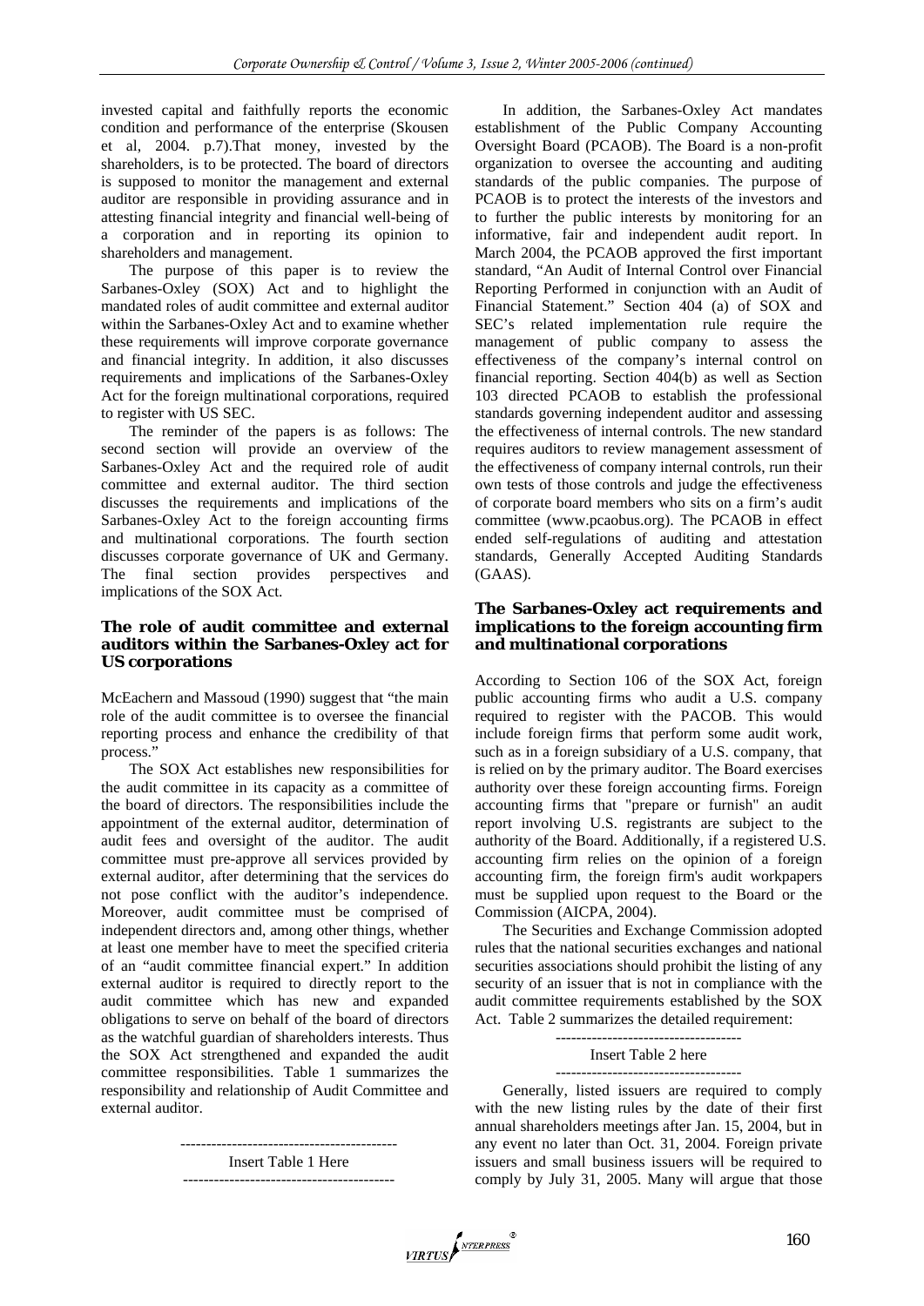invested capital and faithfully reports the economic condition and performance of the enterprise (Skousen et al, 2004. p.7).That money, invested by the shareholders, is to be protected. The board of directors is supposed to monitor the management and external auditor are responsible in providing assurance and in attesting financial integrity and financial well-being of a corporation and in reporting its opinion to shareholders and management.

The purpose of this paper is to review the Sarbanes-Oxley (SOX) Act and to highlight the mandated roles of audit committee and external auditor within the Sarbanes-Oxley Act and to examine whether these requirements will improve corporate governance and financial integrity. In addition, it also discusses requirements and implications of the Sarbanes-Oxley Act for the foreign multinational corporations, required to register with US SEC.

The reminder of the papers is as follows: The second section will provide an overview of the Sarbanes-Oxley Act and the required role of audit committee and external auditor. The third section discusses the requirements and implications of the Sarbanes-Oxley Act to the foreign accounting firms and multinational corporations. The fourth section discusses corporate governance of UK and Germany. The final section provides perspectives and implications of the SOX Act.

## The role of audit committee and external auditors within the Sarbanes-Oxley act for US corporations

McEachern and Massoud (1990) suggest that "the main role of the audit committee is to oversee the financial reporting process and enhance the credibility of that process."

The SOX Act establishes new responsibilities for the audit committee in its capacity as a committee of the board of directors. The responsibilities include the appointment of the external auditor, determination of audit fees and oversight of the auditor. The audit committee must pre-approve all services provided by external auditor, after determining that the services do not pose conflict with the auditor's independence. Moreover, audit committee must be comprised of independent directors and, among other things, whether at least one member have to meet the specified criteria of an "audit committee financial expert." In addition external auditor is required to directly report to the audit committee which has new and expanded obligations to serve on behalf of the board of directors as the watchful guardian of shareholders interests. Thus the SOX Act strengthened and expanded the audit committee responsibilities. Table 1 summarizes the responsibility and relationship of Audit Committee and external auditor.

------------------------------------------

Insert Table 1 Here

-----------------------------------------

In addition, the Sarbanes-Oxley Act mandates establishment of the Public Company Accounting Oversight Board (PCAOB). The Board is a non-profit organization to oversee the accounting and auditing standards of the public companies. The purpose of PCAOB is to protect the interests of the investors and to further the public interests by monitoring for an informative, fair and independent audit report. In March 2004, the PCAOB approved the first important standard, "An Audit of Internal Control over Financial Reporting Performed in conjunction with an Audit of Financial Statement." Section 404 (a) of SOX and SEC's related implementation rule require the management of public company to assess the effectiveness of the company's internal control on financial reporting. Section 404(b) as well as Section 103 directed PCAOB to establish the professional standards governing independent auditor and assessing the effectiveness of internal controls. The new standard requires auditors to review management assessment of the effectiveness of company internal controls, run their own tests of those controls and judge the effectiveness of corporate board members who sits on a firm's audit committee (www.pcaobus.org). The PCAOB in effect ended self-regulations of auditing and attestation standards, Generally Accepted Auditing Standards (GAAS).

## The Sarbanes-Oxley act requirements and implications to the foreign accounting firm and multinational corporations

According to Section 106 of the SOX Act, foreign public accounting firms who audit a U.S. company required to register with the PACOB. This would include foreign firms that perform some audit work, such as in a foreign subsidiary of a U.S. company, that is relied on by the primary auditor. The Board exercises authority over these foreign accounting firms. Foreign accounting firms that "prepare or furnish" an audit report involving U.S. registrants are subject to the authority of the Board. Additionally, if a registered U.S. accounting firm relies on the opinion of a foreign accounting firm, the foreign firm's audit workpapers must be supplied upon request to the Board or the Commission (AICPA, 2004).

The Securities and Exchange Commission adopted rules that the national securities exchanges and national securities associations should prohibit the listing of any security of an issuer that is not in compliance with the audit committee requirements established by the SOX Act. Table 2 summarizes the detailed requirement:

------------------------------------

Insert Table 2 here

------------------------------------

Generally, listed issuers are required to comply with the new listing rules by the date of their first annual shareholders meetings after Jan. 15, 2004, but in any event no later than Oct. 31, 2004. Foreign private issuers and small business issuers will be required to comply by July 31, 2005. Many will argue that those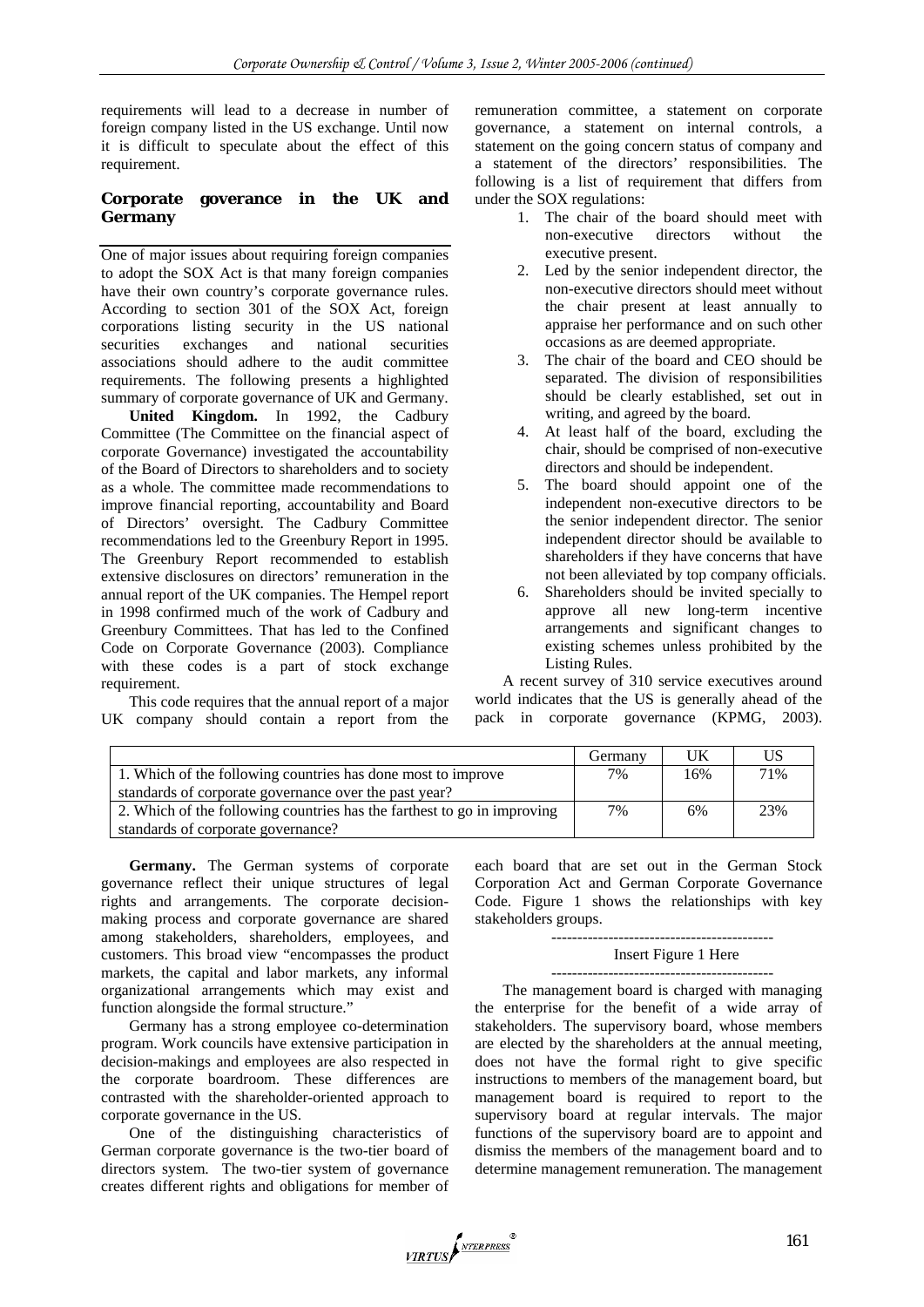requirements will lead to a decrease in number of foreign company listed in the US exchange. Until now it is difficult to speculate about the effect of this requirement.

## Corporate goverance in the UK and Germany

One of major issues about requiring foreign companies to adopt the SOX Act is that many foreign companies have their own country's corporate governance rules. According to section 301 of the SOX Act, foreign corporations listing security in the US national securities exchanges and national securities associations should adhere to the audit committee requirements. The following presents a highlighted summary of corporate governance of UK and Germany.

**United Kingdom.** In 1992, the Cadbury Committee (The Committee on the financial aspect of corporate Governance) investigated the accountability of the Board of Directors to shareholders and to society as a whole. The committee made recommendations to improve financial reporting, accountability and Board of Directors' oversight. The Cadbury Committee recommendations led to the Greenbury Report in 1995. The Greenbury Report recommended to establish extensive disclosures on directors' remuneration in the annual report of the UK companies. The Hempel report in 1998 confirmed much of the work of Cadbury and Greenbury Committees. That has led to the Confined Code on Corporate Governance (2003). Compliance with these codes is a part of stock exchange requirement.

This code requires that the annual report of a major UK company should contain a report from the remuneration committee, a statement on corporate governance, a statement on internal controls, a statement on the going concern status of company and a statement of the directors' responsibilities. The following is a list of requirement that differs from under the SOX regulations:

1. The chair of the board should meet with non-executive directors without the executive present.
2. Led by the senior independent director, the non-executive directors should meet without the chair present at least annually to appraise her performance and on such other occasions as are deemed appropriate.
3. The chair of the board and CEO should be separated. The division of responsibilities should be clearly established, set out in writing, and agreed by the board.
4. At least half of the board, excluding the chair, should be comprised of non-executive directors and should be independent.
5. The board should appoint one of the independent non-executive directors to be the senior independent director. The senior independent director should be available to shareholders if they have concerns that have not been alleviated by top company officials.
6. Shareholders should be invited specially to approve all new long-term incentive arrangements and significant changes to existing schemes unless prohibited by the Listing Rules.

A recent survey of 310 service executives around world indicates that the US is generally ahead of the pack in corporate governance (KPMG, 2003).

| | Germany | UK | US |
|---|---|---|---|
| 1. Which of the following countries has done most to improve standards of corporate governance over the past year? | 7% | 16% | 71% |
| 2. Which of the following countries has the farthest to go in improving standards of corporate governance? | 7% | 6% | 23% |

**Germany.** The German systems of corporate governance reflect their unique structures of legal rights and arrangements. The corporate decision-making process and corporate governance are shared among stakeholders, shareholders, employees, and customers. This broad view "encompasses the product markets, the capital and labor markets, any informal organizational arrangements which may exist and function alongside the formal structure."

Germany has a strong employee co-determination program. Work councils have extensive participation in decision-makings and employees are also respected in the corporate boardroom. These differences are contrasted with the shareholder-oriented approach to corporate governance in the US.

One of the distinguishing characteristics of German corporate governance is the two-tier board of directors system. The two-tier system of governance creates different rights and obligations for member of each board that are set out in the German Stock Corporation Act and German Corporate Governance Code. Figure 1 shows the relationships with key stakeholders groups.

-------------------------------------------
Insert Figure 1 Here
-------------------------------------------

The management board is charged with managing the enterprise for the benefit of a wide array of stakeholders. The supervisory board, whose members are elected by the shareholders at the annual meeting, does not have the formal right to give specific instructions to members of the management board, but management board is required to report to the supervisory board at regular intervals. The major functions of the supervisory board are to appoint and dismiss the members of the management board and to determine management remuneration. The management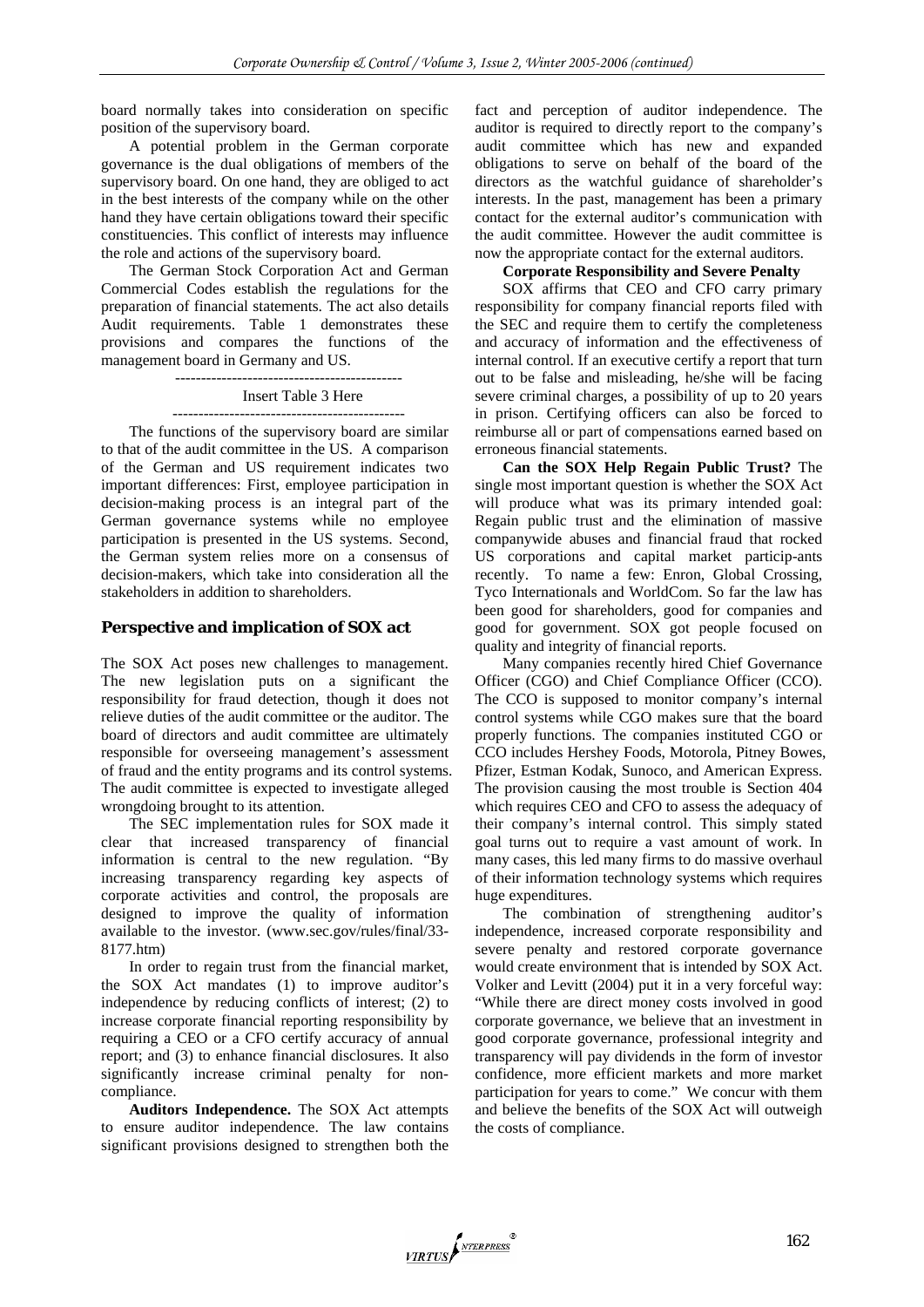board normally takes into consideration on specific position of the supervisory board.

A potential problem in the German corporate governance is the dual obligations of members of the supervisory board. On one hand, they are obliged to act in the best interests of the company while on the other hand they have certain obligations toward their specific constituencies. This conflict of interests may influence the role and actions of the supervisory board.

The German Stock Corporation Act and German Commercial Codes establish the regulations for the preparation of financial statements. The act also details Audit requirements. Table 1 demonstrates these provisions and compares the functions of the management board in Germany and US.

--------------------------------------------

Insert Table 3 Here

---------------------------------------------

The functions of the supervisory board are similar to that of the audit committee in the US. A comparison of the German and US requirement indicates two important differences: First, employee participation in decision-making process is an integral part of the German governance systems while no employee participation is presented in the US systems. Second, the German system relies more on a consensus of decision-makers, which take into consideration all the stakeholders in addition to shareholders.

## Perspective and implication of SOX act

The SOX Act poses new challenges to management. The new legislation puts on a significant the responsibility for fraud detection, though it does not relieve duties of the audit committee or the auditor. The board of directors and audit committee are ultimately responsible for overseeing management's assessment of fraud and the entity programs and its control systems. The audit committee is expected to investigate alleged wrongdoing brought to its attention.

The SEC implementation rules for SOX made it clear that increased transparency of financial information is central to the new regulation. "By increasing transparency regarding key aspects of corporate activities and control, the proposals are designed to improve the quality of information available to the investor. (www.sec.gov/rules/final/33-8177.htm)

In order to regain trust from the financial market, the SOX Act mandates (1) to improve auditor's independence by reducing conflicts of interest; (2) to increase corporate financial reporting responsibility by requiring a CEO or a CFO certify accuracy of annual report; and (3) to enhance financial disclosures. It also significantly increase criminal penalty for non-compliance.

**Auditors Independence.** The SOX Act attempts to ensure auditor independence. The law contains significant provisions designed to strengthen both the fact and perception of auditor independence. The auditor is required to directly report to the company's audit committee which has new and expanded obligations to serve on behalf of the board of the directors as the watchful guidance of shareholder's interests. In the past, management has been a primary contact for the external auditor's communication with the audit committee. However the audit committee is now the appropriate contact for the external auditors.

**Corporate Responsibility and Severe Penalty**

SOX affirms that CEO and CFO carry primary responsibility for company financial reports filed with the SEC and require them to certify the completeness and accuracy of information and the effectiveness of internal control. If an executive certify a report that turn out to be false and misleading, he/she will be facing severe criminal charges, a possibility of up to 20 years in prison. Certifying officers can also be forced to reimburse all or part of compensations earned based on erroneous financial statements.

**Can the SOX Help Regain Public Trust?** The single most important question is whether the SOX Act will produce what was its primary intended goal: Regain public trust and the elimination of massive companywide abuses and financial fraud that rocked US corporations and capital market particip-ants recently. To name a few: Enron, Global Crossing, Tyco Internationals and WorldCom. So far the law has been good for shareholders, good for companies and good for government. SOX got people focused on quality and integrity of financial reports.

Many companies recently hired Chief Governance Officer (CGO) and Chief Compliance Officer (CCO). The CCO is supposed to monitor company's internal control systems while CGO makes sure that the board properly functions. The companies instituted CGO or CCO includes Hershey Foods, Motorola, Pitney Bowes, Pfizer, Estman Kodak, Sunoco, and American Express. The provision causing the most trouble is Section 404 which requires CEO and CFO to assess the adequacy of their company's internal control. This simply stated goal turns out to require a vast amount of work. In many cases, this led many firms to do massive overhaul of their information technology systems which requires huge expenditures.

The combination of strengthening auditor's independence, increased corporate responsibility and severe penalty and restored corporate governance would create environment that is intended by SOX Act. Volker and Levitt (2004) put it in a very forceful way: "While there are direct money costs involved in good corporate governance, we believe that an investment in good corporate governance, professional integrity and transparency will pay dividends in the form of investor confidence, more efficient markets and more market participation for years to come." We concur with them and believe the benefits of the SOX Act will outweigh the costs of compliance.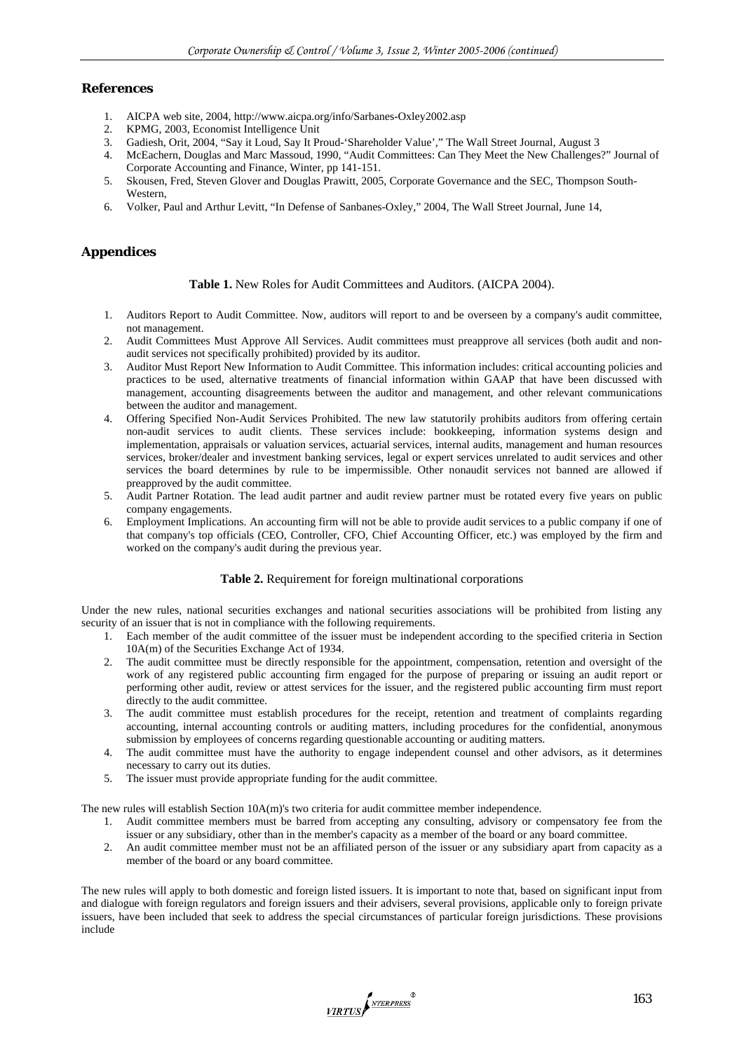## References

1. AICPA web site, 2004, http://www.aicpa.org/info/Sarbanes-Oxley2002.asp
2. KPMG, 2003, Economist Intelligence Unit
3. Gadiesh, Orit, 2004, "Say it Loud, Say It Proud-'Shareholder Value'," The Wall Street Journal, August 3
4. McEachern, Douglas and Marc Massoud, 1990, "Audit Committees: Can They Meet the New Challenges?" Journal of Corporate Accounting and Finance, Winter, pp 141-151.
5. Skousen, Fred, Steven Glover and Douglas Prawitt, 2005, Corporate Governance and the SEC, Thompson South-Western,
6. Volker, Paul and Arthur Levitt, "In Defense of Sanbanes-Oxley," 2004, The Wall Street Journal, June 14,

## Appendices

**Table 1.** New Roles for Audit Committees and Auditors. (AICPA 2004).

1. Auditors Report to Audit Committee. Now, auditors will report to and be overseen by a company's audit committee, not management.
2. Audit Committees Must Approve All Services. Audit committees must preapprove all services (both audit and non-audit services not specifically prohibited) provided by its auditor.
3. Auditor Must Report New Information to Audit Committee. This information includes: critical accounting policies and practices to be used, alternative treatments of financial information within GAAP that have been discussed with management, accounting disagreements between the auditor and management, and other relevant communications between the auditor and management.
4. Offering Specified Non-Audit Services Prohibited. The new law statutorily prohibits auditors from offering certain non-audit services to audit clients. These services include: bookkeeping, information systems design and implementation, appraisals or valuation services, actuarial services, internal audits, management and human resources services, broker/dealer and investment banking services, legal or expert services unrelated to audit services and other services the board determines by rule to be impermissible. Other nonaudit services not banned are allowed if preapproved by the audit committee.
5. Audit Partner Rotation. The lead audit partner and audit review partner must be rotated every five years on public company engagements.
6. Employment Implications. An accounting firm will not be able to provide audit services to a public company if one of that company's top officials (CEO, Controller, CFO, Chief Accounting Officer, etc.) was employed by the firm and worked on the company's audit during the previous year.

**Table 2.** Requirement for foreign multinational corporations

Under the new rules, national securities exchanges and national securities associations will be prohibited from listing any security of an issuer that is not in compliance with the following requirements.

1. Each member of the audit committee of the issuer must be independent according to the specified criteria in Section 10A(m) of the Securities Exchange Act of 1934.
2. The audit committee must be directly responsible for the appointment, compensation, retention and oversight of the work of any registered public accounting firm engaged for the purpose of preparing or issuing an audit report or performing other audit, review or attest services for the issuer, and the registered public accounting firm must report directly to the audit committee.
3. The audit committee must establish procedures for the receipt, retention and treatment of complaints regarding accounting, internal accounting controls or auditing matters, including procedures for the confidential, anonymous submission by employees of concerns regarding questionable accounting or auditing matters.
4. The audit committee must have the authority to engage independent counsel and other advisors, as it determines necessary to carry out its duties.
5. The issuer must provide appropriate funding for the audit committee.

The new rules will establish Section 10A(m)'s two criteria for audit committee member independence.

1. Audit committee members must be barred from accepting any consulting, advisory or compensatory fee from the issuer or any subsidiary, other than in the member's capacity as a member of the board or any board committee.
2. An audit committee member must not be an affiliated person of the issuer or any subsidiary apart from capacity as a member of the board or any board committee.

The new rules will apply to both domestic and foreign listed issuers. It is important to note that, based on significant input from and dialogue with foreign regulators and foreign issuers and their advisers, several provisions, applicable only to foreign private issuers, have been included that seek to address the special circumstances of particular foreign jurisdictions. These provisions include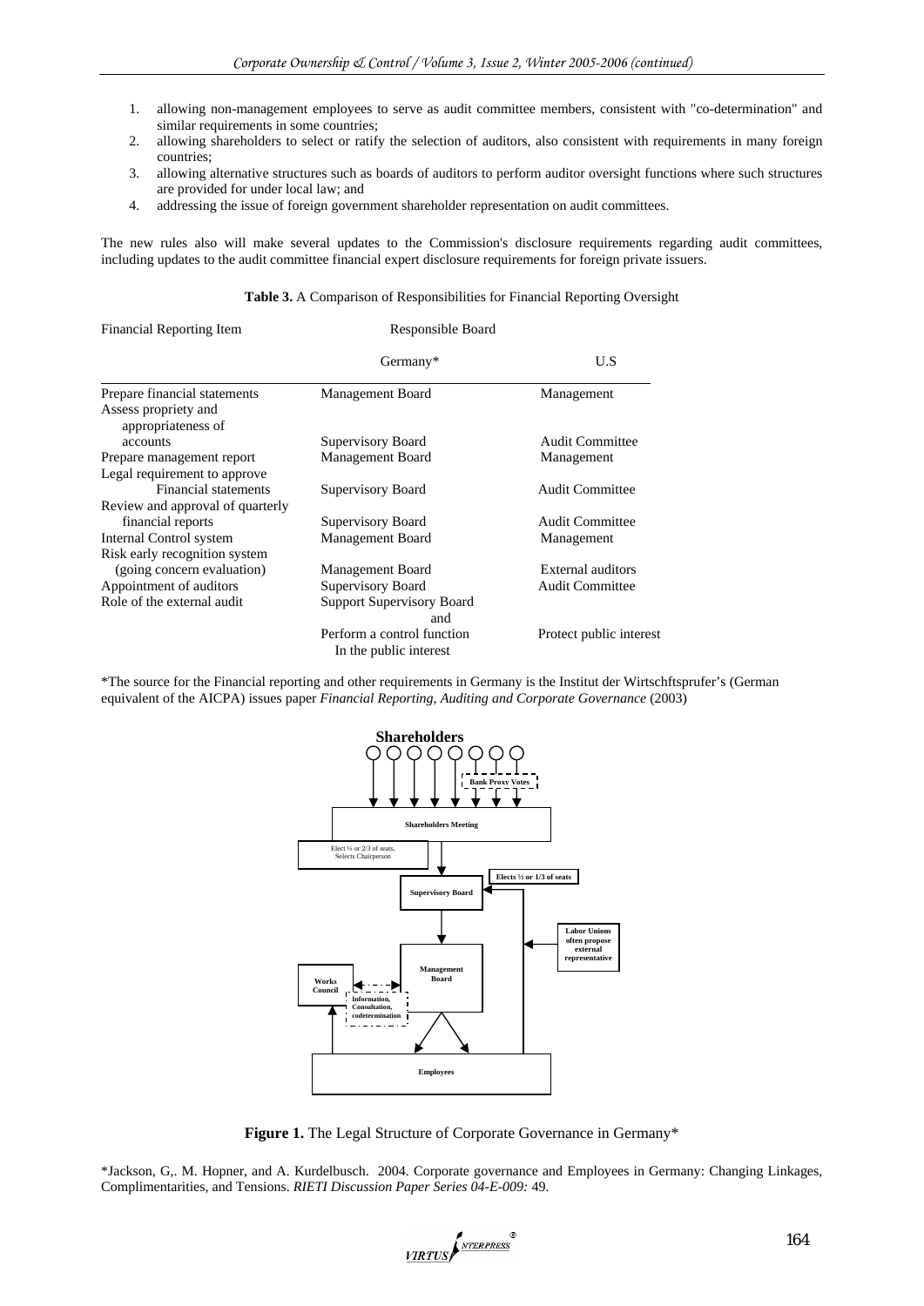1. allowing non-management employees to serve as audit committee members, consistent with "co-determination" and similar requirements in some countries;
2. allowing shareholders to select or ratify the selection of auditors, also consistent with requirements in many foreign countries;
3. allowing alternative structures such as boards of auditors to perform auditor oversight functions where such structures are provided for under local law; and
4. addressing the issue of foreign government shareholder representation on audit committees.

The new rules also will make several updates to the Commission's disclosure requirements regarding audit committees, including updates to the audit committee financial expert disclosure requirements for foreign private issuers.

**Table 3.** A Comparison of Responsibilities for Financial Reporting Oversight

| Financial Reporting Item | Responsible Board | |
|---|---|---|
| | Germany* | U.S |
| Prepare financial statements | Management Board | Management |
| Assess propriety and appropriateness of accounts | Supervisory Board | Audit Committee |
| Prepare management report | Management Board | Management |
| Legal requirement to approve Financial statements | Supervisory Board | Audit Committee |
| Review and approval of quarterly financial reports | Supervisory Board | Audit Committee |
| Internal Control system | Management Board | Management |
| Risk early recognition system (going concern evaluation) | Management Board | External auditors |
| Appointment of auditors | Supervisory Board | Audit Committee |
| Role of the external audit | Support Supervisory Board and Perform a control function In the public interest | Protect public interest |

*The source for the Financial reporting and other requirements in Germany is the Institut der Wirtschftsprufer's (German equivalent of the AICPA) issues paper *Financial Reporting, Auditing and Corporate Governance* (2003)

Shareholders

Bank Proxy Votes

Shareholders Meeting

Elect ½ or 2/3 of seats, Selects Chairperson

Elects ½ or 1/3 of seats

Supervisory Board

Labor Unions often propose external representative

Management Board

Works Council

Information, Consultation, codetermination

Employees

**Figure 1.** The Legal Structure of Corporate Governance in Germany*

*Jackson, G,. M. Hopner, and A. Kurdelbusch. 2004. Corporate governance and Employees in Germany: Changing Linkages, Complimentarities, and Tensions. *RIETI Discussion Paper Series 04-E-009:* 49.